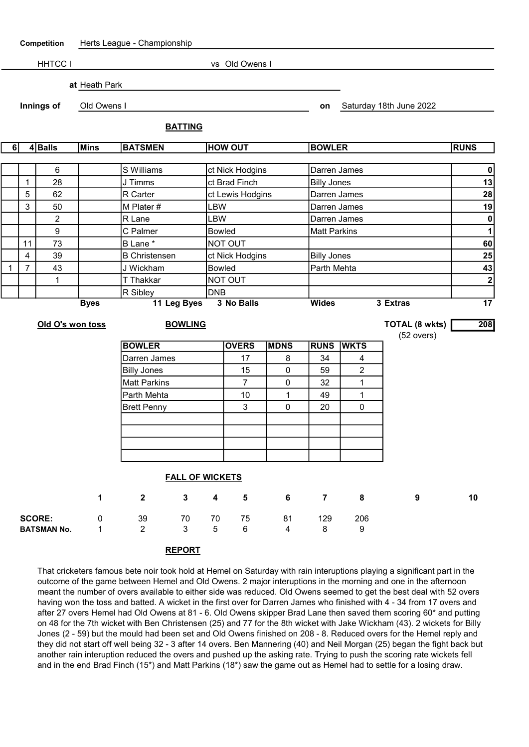**Competition** Herts League - Championship

HHTCC I vs Old Owens I

**at** Heath Park

**Innings of** Old Owens I **on** Saturday 18th June 2022

## BATTING

| 6 | 4 | Balls | Mins | BATSMEN | HOW OUT | BOWLER | RUNS |
|---|---|---|---|---|---|---|---|
| | | 6 | | S Williams | ct Nick Hodgins | Darren James | 0 |
| | 1 | 28 | | J Timms | ct Brad Finch | Billy Jones | 13 |
| | 5 | 62 | | R Carter | ct Lewis Hodgins | Darren James | 28 |
| | 3 | 50 | | M Plater # | LBW | Darren James | 19 |
| | | 2 | | R Lane | LBW | Darren James | 0 |
| | | 9 | | C Palmer | Bowled | Matt Parkins | 1 |
| | 11 | 73 | | B Lane * | NOT OUT | | 60 |
| | 4 | 39 | | B Christensen | ct Nick Hodgins | Billy Jones | 25 |
| 1 | 7 | 43 | | J Wickham | Bowled | Parth Mehta | 43 |
| | | 1 | | T Thakkar | NOT OUT | | 2 |
| | | | | R Sibley | DNB | | |

**Byes** 11 **Leg Byes** 3 **No Balls** **Wides** 3 **Extras** 17

**Old O's won toss**

**TOTAL (8 wkts)** 208
(52 overs)

## BOWLING

| BOWLER | OVERS | MDNS | RUNS | WKTS |
|---|---|---|---|---|
| Darren James | 17 | 8 | 34 | 4 |
| Billy Jones | 15 | 0 | 59 | 2 |
| Matt Parkins | 7 | 0 | 32 | 1 |
| Parth Mehta | 10 | 1 | 49 | 1 |
| Brett Penny | 3 | 0 | 20 | 0 |
| | | | | |
| | | | | |
| | | | | |
| | | | | |

## FALL OF WICKETS

| | 1 | 2 | 3 | 4 | 5 | 6 | 7 | 8 | 9 | 10 |
|---|---|---|---|---|---|---|---|---|---|---|
| **SCORE:** | 0 | 39 | 70 | 70 | 75 | 81 | 129 | 206 | | |
| **BATSMAN No.** | 1 | 2 | 3 | 5 | 6 | 4 | 8 | 9 | | |

## REPORT

That cricketers famous bete noir took hold at Hemel on Saturday with rain interuptions playing a significant part in the outcome of the game between Hemel and Old Owens. 2 major interuptions in the morning and one in the afternoon meant the number of overs available to either side was reduced. Old Owens seemed to get the best deal with 52 overs having won the toss and batted. A wicket in the first over for Darren James who finished with 4 - 34 from 17 overs and after 27 overs Hemel had Old Owens at 81 - 6. Old Owens skipper Brad Lane then saved them scoring 60* and putting on 48 for the 7th wicket with Ben Christensen (25) and 77 for the 8th wicket with Jake Wickham (43). 2 wickets for Billy Jones (2 - 59) but the mould had been set and Old Owens finished on 208 - 8. Reduced overs for the Hemel reply and they did not start off well being 32 - 3 after 14 overs. Ben Mannering (40) and Neil Morgan (25) began the fight back but another rain interuption reduced the overs and pushed up the asking rate. Trying to push the scoring rate wickets fell and in the end Brad Finch (15*) and Matt Parkins (18*) saw the game out as Hemel had to settle for a losing draw.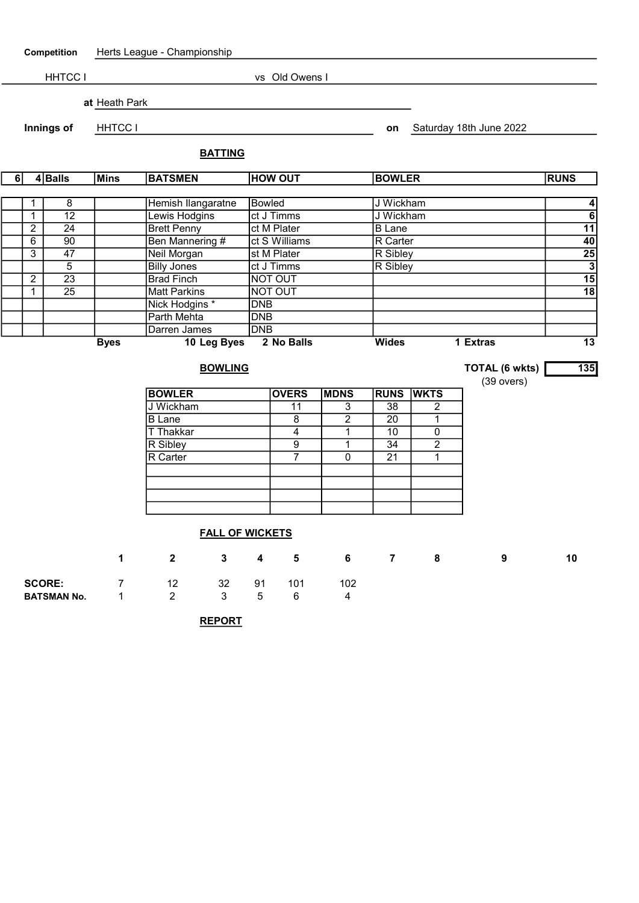**Competition** Herts League - Championship

HHTCC I vs Old Owens I

**at** Heath Park

**Innings of** HHTCC I **on** Saturday 18th June 2022

**BATTING**

| 6 | 4 | Balls | Mins | BATSMEN | HOW OUT | BOWLER | RUNS |
|---|---|---|---|---|---|---|---|
| | 1 | 8 | | Hemish Ilangaratne | Bowled | J Wickham | 4 |
| | 1 | 12 | | Lewis Hodgins | ct J Timms | J Wickham | 6 |
| | 2 | 24 | | Brett Penny | ct M Plater | B Lane | 11 |
| | 6 | 90 | | Ben Mannering # | ct S Williams | R Carter | 40 |
| | 3 | 47 | | Neil Morgan | st M Plater | R Sibley | 25 |
| | | 5 | | Billy Jones | ct J Timms | R Sibley | 3 |
| | 2 | 23 | | Brad Finch | NOT OUT | | 15 |
| | 1 | 25 | | Matt Parkins | NOT OUT | | 18 |
| | | | | Nick Hodgins * | DNB | | |
| | | | | Parth Mehta | DNB | | |
| | | | | Darren James | DNB | | |

Byes 10 Leg Byes 2 No Balls Wides 1 Extras 13

**TOTAL (6 wkts)** 135
(39 overs)

**BOWLING**

| BOWLER | OVERS | MDNS | RUNS | WKTS |
|---|---|---|---|---|
| J Wickham | 11 | 3 | 38 | 2 |
| B Lane | 8 | 2 | 20 | 1 |
| T Thakkar | 4 | 1 | 10 | 0 |
| R Sibley | 9 | 1 | 34 | 2 |
| R Carter | 7 | 0 | 21 | 1 |

**FALL OF WICKETS**

| | 1 | 2 | 3 | 4 | 5 | 6 | 7 | 8 | 9 | 10 |
|---|---|---|---|---|---|---|---|---|---|---|
| **SCORE:** | 7 | 12 | 32 | 91 | 101 | 102 | | | | |
| **BATSMAN No.** | 1 | 2 | 3 | 5 | 6 | 4 | | | | |

**REPORT**